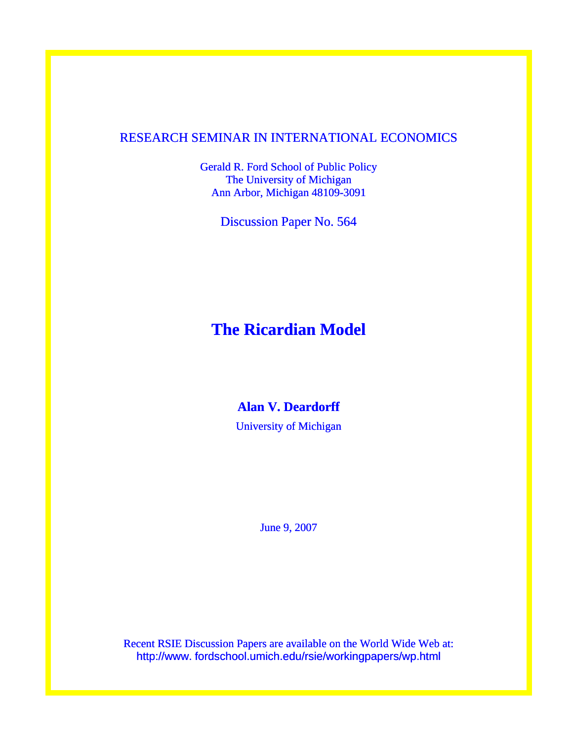RESEARCH SEMINAR IN INTERNATIONAL ECONOMICS

Gerald R. Ford School of Public Policy
The University of Michigan
Ann Arbor, Michigan 48109-3091

Discussion Paper No. 564

# The Ricardian Model

**Alan V. Deardorff**

University of Michigan

June 9, 2007

Recent RSIE Discussion Papers are available on the World Wide Web at:
http://www. fordschool.umich.edu/rsie/workingpapers/wp.html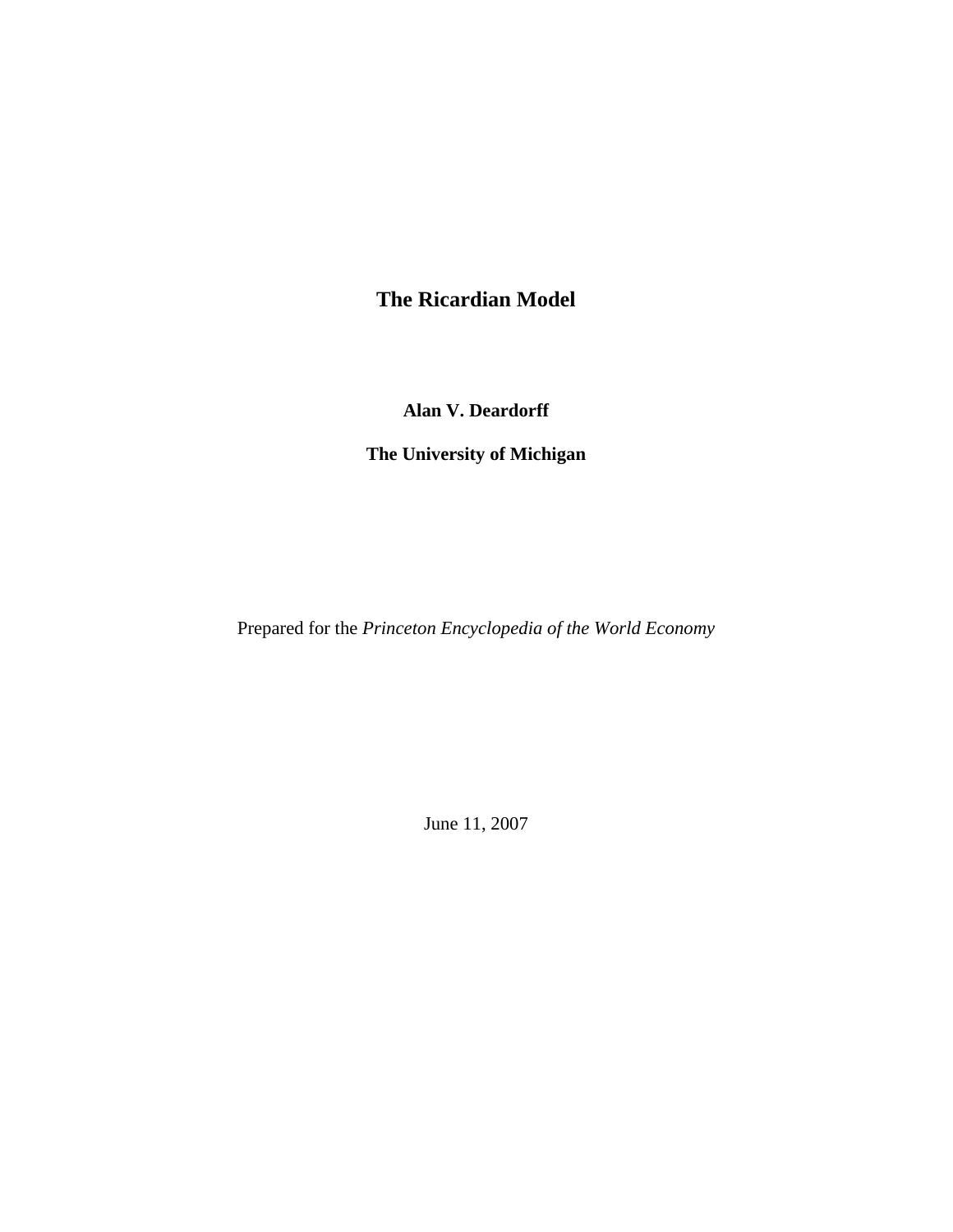# The Ricardian Model

**Alan V. Deardorff**

**The University of Michigan**

Prepared for the *Princeton Encyclopedia of the World Economy*

June 11, 2007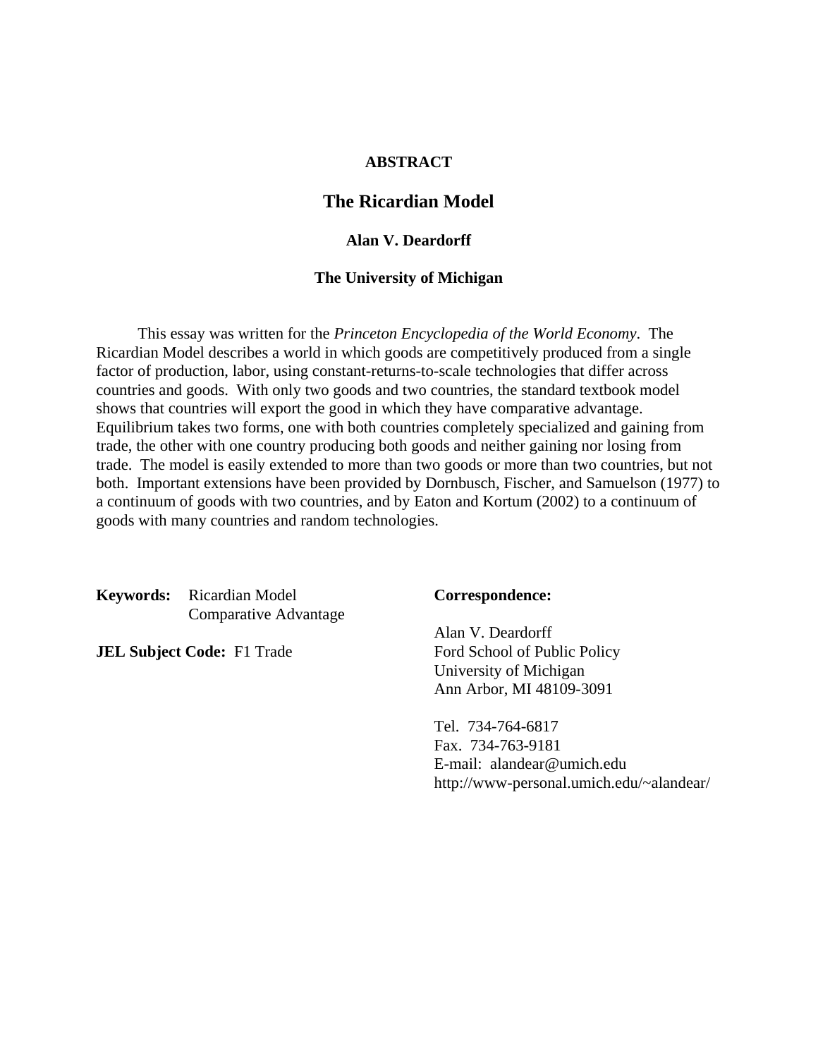**ABSTRACT**

## The Ricardian Model

**Alan V. Deardorff**

**The University of Michigan**

This essay was written for the *Princeton Encyclopedia of the World Economy*. The Ricardian Model describes a world in which goods are competitively produced from a single factor of production, labor, using constant-returns-to-scale technologies that differ across countries and goods. With only two goods and two countries, the standard textbook model shows that countries will export the good in which they have comparative advantage. Equilibrium takes two forms, one with both countries completely specialized and gaining from trade, the other with one country producing both goods and neither gaining nor losing from trade. The model is easily extended to more than two goods or more than two countries, but not both. Important extensions have been provided by Dornbusch, Fischer, and Samuelson (1977) to a continuum of goods with two countries, and by Eaton and Kortum (2002) to a continuum of goods with many countries and random technologies.

**Keywords:** Ricardian Model
Comparative Advantage

**JEL Subject Code:** F1 Trade

**Correspondence:**

Alan V. Deardorff
Ford School of Public Policy
University of Michigan
Ann Arbor, MI 48109-3091

Tel. 734-764-6817
Fax. 734-763-9181
E-mail: alandear@umich.edu
http://www-personal.umich.edu/~alandear/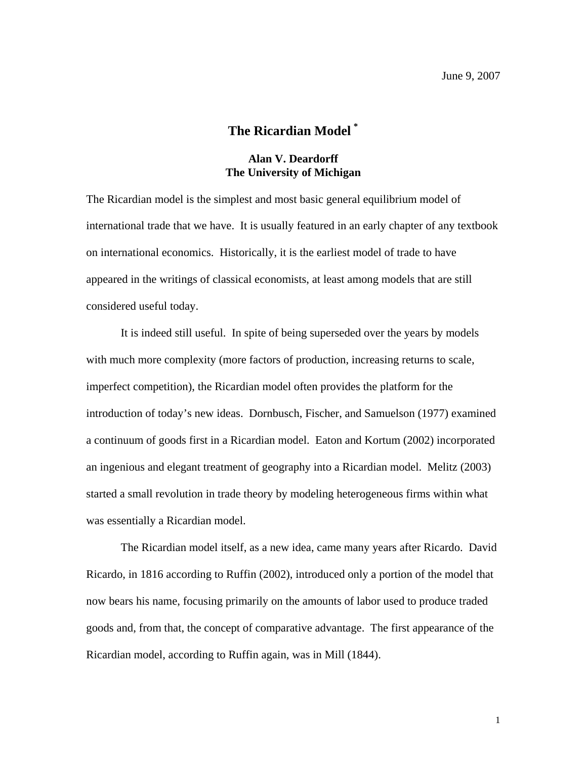June 9, 2007

# The Ricardian Model [*]

**Alan V. Deardorff**
**The University of Michigan**

The Ricardian model is the simplest and most basic general equilibrium model of international trade that we have. It is usually featured in an early chapter of any textbook on international economics. Historically, it is the earliest model of trade to have appeared in the writings of classical economists, at least among models that are still considered useful today.

It is indeed still useful. In spite of being superseded over the years by models with much more complexity (more factors of production, increasing returns to scale, imperfect competition), the Ricardian model often provides the platform for the introduction of today's new ideas. Dornbusch, Fischer, and Samuelson (1977) examined a continuum of goods first in a Ricardian model. Eaton and Kortum (2002) incorporated an ingenious and elegant treatment of geography into a Ricardian model. Melitz (2003) started a small revolution in trade theory by modeling heterogeneous firms within what was essentially a Ricardian model.

The Ricardian model itself, as a new idea, came many years after Ricardo. David Ricardo, in 1816 according to Ruffin (2002), introduced only a portion of the model that now bears his name, focusing primarily on the amounts of labor used to produce traded goods and, from that, the concept of comparative advantage. The first appearance of the Ricardian model, according to Ruffin again, was in Mill (1844).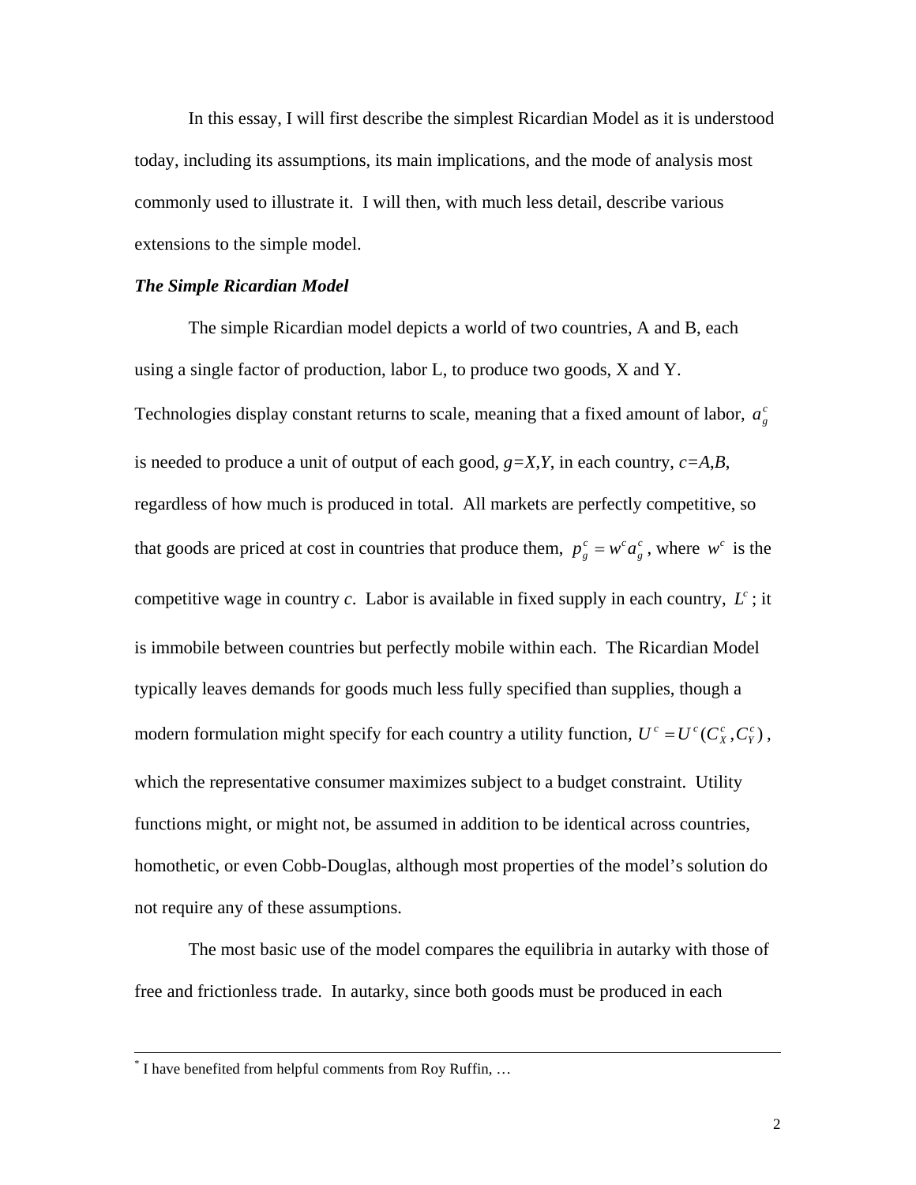In this essay, I will first describe the simplest Ricardian Model as it is understood today, including its assumptions, its main implications, and the mode of analysis most commonly used to illustrate it. I will then, with much less detail, describe various extensions to the simple model.

***The Simple Ricardian Model***

The simple Ricardian model depicts a world of two countries, A and B, each using a single factor of production, labor L, to produce two goods, X and Y. Technologies display constant returns to scale, meaning that a fixed amount of labor, $a_g^c$ is needed to produce a unit of output of each good, $g=X,Y$, in each country, $c=A,B$, regardless of how much is produced in total. All markets are perfectly competitive, so that goods are priced at cost in countries that produce them, $p_g^c = w^c a_g^c$, where $w^c$ is the competitive wage in country *c*. Labor is available in fixed supply in each country, $L^c$; it is immobile between countries but perfectly mobile within each. The Ricardian Model typically leaves demands for goods much less fully specified than supplies, though a modern formulation might specify for each country a utility function, $U^c = U^c(C_X^c, C_Y^c)$, which the representative consumer maximizes subject to a budget constraint. Utility functions might, or might not, be assumed in addition to be identical across countries, homothetic, or even Cobb-Douglas, although most properties of the model's solution do not require any of these assumptions.

The most basic use of the model compares the equilibria in autarky with those of free and frictionless trade. In autarky, since both goods must be produced in each

---

* I have benefited from helpful comments from Roy Ruffin, …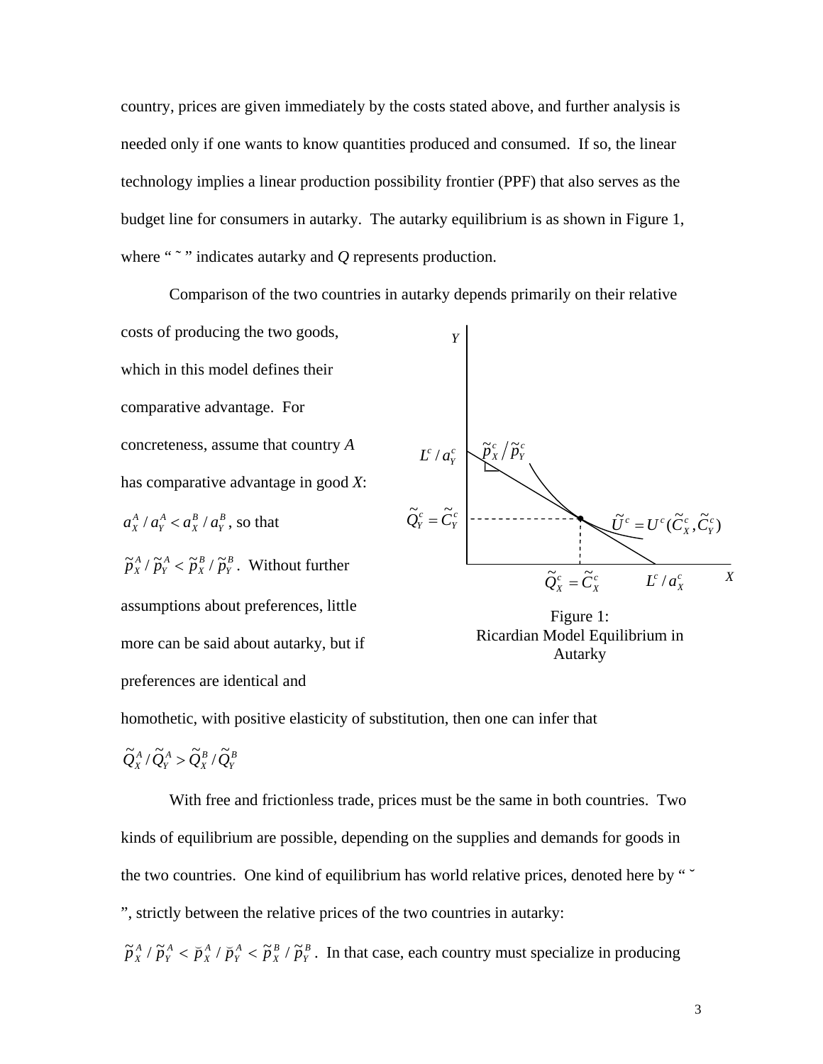country, prices are given immediately by the costs stated above, and further analysis is needed only if one wants to know quantities produced and consumed. If so, the linear technology implies a linear production possibility frontier (PPF) that also serves as the budget line for consumers in autarky. The autarky equilibrium is as shown in Figure 1, where " ˜ " indicates autarky and *Q* represents production.

Comparison of the two countries in autarky depends primarily on their relative costs of producing the two goods, which in this model defines their comparative advantage. For concreteness, assume that country *A* has comparative advantage in good *X*: $a_X^A / a_Y^A < a_X^B / a_Y^B$, so that $\tilde{p}_X^A / \tilde{p}_Y^A < \tilde{p}_X^B / \tilde{p}_Y^B$. Without further assumptions about preferences, little more can be said about autarky, but if preferences are identical and homothetic, with positive elasticity of substitution, then one can infer that $\tilde{Q}_X^A / \tilde{Q}_Y^A > \tilde{Q}_X^B / \tilde{Q}_Y^B$

Figure 1: Ricardian Model Equilibrium in Autarky

With free and frictionless trade, prices must be the same in both countries. Two kinds of equilibrium are possible, depending on the supplies and demands for goods in the two countries. One kind of equilibrium has world relative prices, denoted here by " ˘ ", strictly between the relative prices of the two countries in autarky: $\tilde{p}_X^A / \tilde{p}_Y^A < \breve{p}_X^A / \breve{p}_Y^A < \tilde{p}_X^B / \tilde{p}_Y^B$. In that case, each country must specialize in producing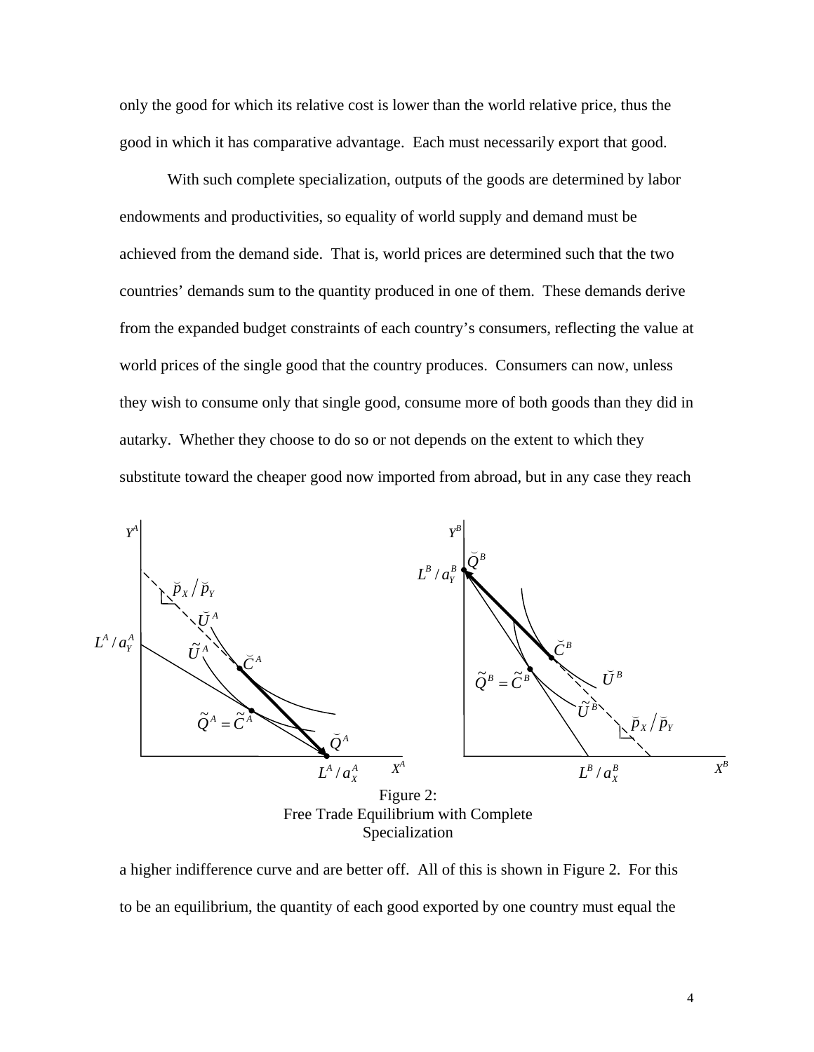only the good for which its relative cost is lower than the world relative price, thus the good in which it has comparative advantage. Each must necessarily export that good.

With such complete specialization, outputs of the goods are determined by labor endowments and productivities, so equality of world supply and demand must be achieved from the demand side. That is, world prices are determined such that the two countries' demands sum to the quantity produced in one of them. These demands derive from the expanded budget constraints of each country's consumers, reflecting the value at world prices of the single good that the country produces. Consumers can now, unless they wish to consume only that single good, consume more of both goods than they did in autarky. Whether they choose to do so or not depends on the extent to which they substitute toward the cheaper good now imported from abroad, but in any case they reach

Figure 2:
Free Trade Equilibrium with Complete Specialization

a higher indifference curve and are better off. All of this is shown in Figure 2. For this to be an equilibrium, the quantity of each good exported by one country must equal the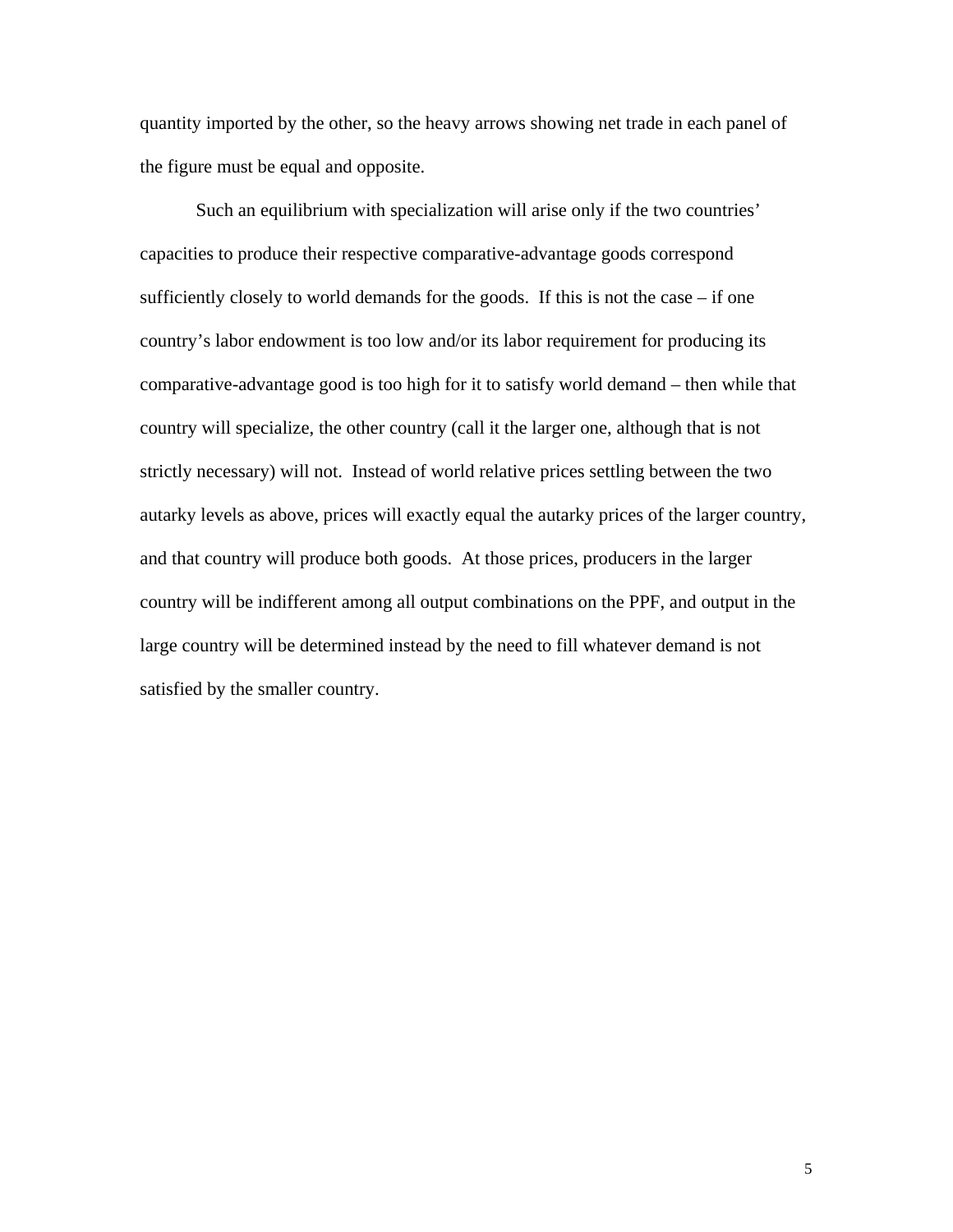quantity imported by the other, so the heavy arrows showing net trade in each panel of the figure must be equal and opposite.

Such an equilibrium with specialization will arise only if the two countries' capacities to produce their respective comparative-advantage goods correspond sufficiently closely to world demands for the goods. If this is not the case – if one country's labor endowment is too low and/or its labor requirement for producing its comparative-advantage good is too high for it to satisfy world demand – then while that country will specialize, the other country (call it the larger one, although that is not strictly necessary) will not. Instead of world relative prices settling between the two autarky levels as above, prices will exactly equal the autarky prices of the larger country, and that country will produce both goods. At those prices, producers in the larger country will be indifferent among all output combinations on the PPF, and output in the large country will be determined instead by the need to fill whatever demand is not satisfied by the smaller country.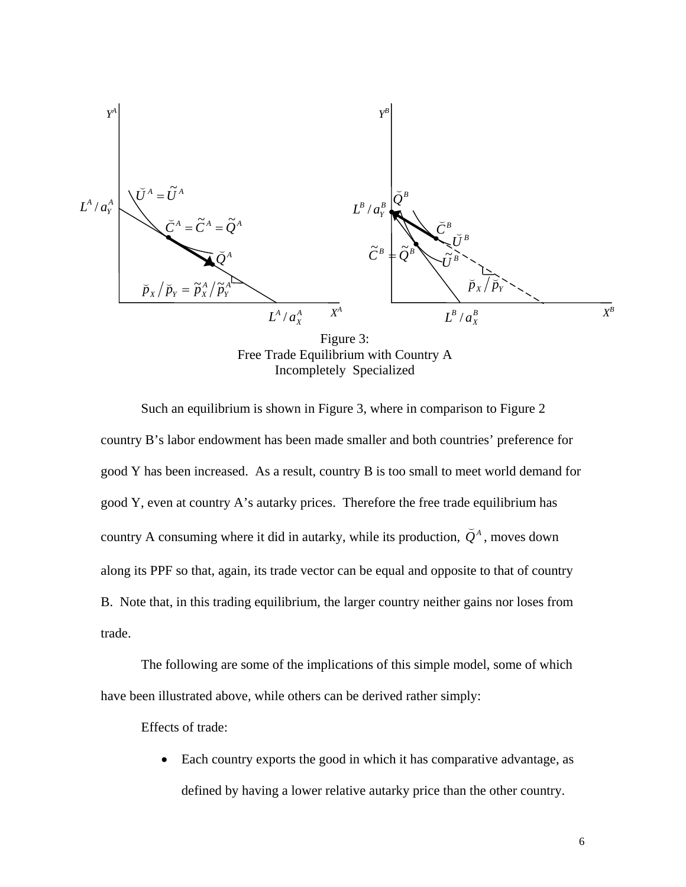Figure 3:
Free Trade Equilibrium with Country A
Incompletely Specialized

Such an equilibrium is shown in Figure 3, where in comparison to Figure 2 country B's labor endowment has been made smaller and both countries' preference for good Y has been increased. As a result, country B is too small to meet world demand for good Y, even at country A's autarky prices. Therefore the free trade equilibrium has country A consuming where it did in autarky, while its production, $\breve{Q}^A$, moves down along its PPF so that, again, its trade vector can be equal and opposite to that of country B. Note that, in this trading equilibrium, the larger country neither gains nor loses from trade.

The following are some of the implications of this simple model, some of which have been illustrated above, while others can be derived rather simply:

Effects of trade:

- Each country exports the good in which it has comparative advantage, as defined by having a lower relative autarky price than the other country.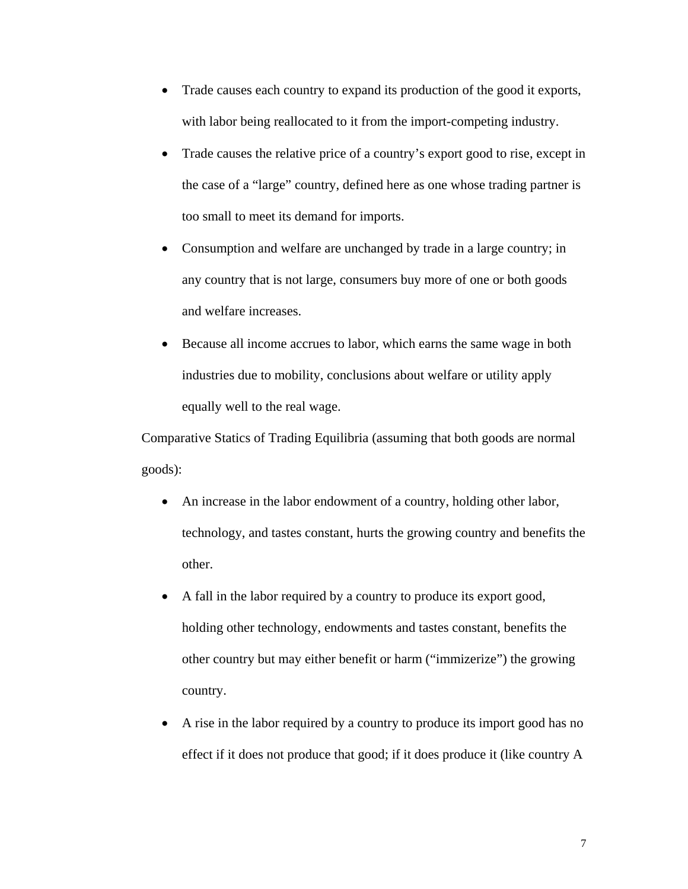- Trade causes each country to expand its production of the good it exports, with labor being reallocated to it from the import-competing industry.
- Trade causes the relative price of a country's export good to rise, except in the case of a "large" country, defined here as one whose trading partner is too small to meet its demand for imports.
- Consumption and welfare are unchanged by trade in a large country; in any country that is not large, consumers buy more of one or both goods and welfare increases.
- Because all income accrues to labor, which earns the same wage in both industries due to mobility, conclusions about welfare or utility apply equally well to the real wage.

Comparative Statics of Trading Equilibria (assuming that both goods are normal goods):

- An increase in the labor endowment of a country, holding other labor, technology, and tastes constant, hurts the growing country and benefits the other.
- A fall in the labor required by a country to produce its export good, holding other technology, endowments and tastes constant, benefits the other country but may either benefit or harm ("immizerize") the growing country.
- A rise in the labor required by a country to produce its import good has no effect if it does not produce that good; if it does produce it (like country A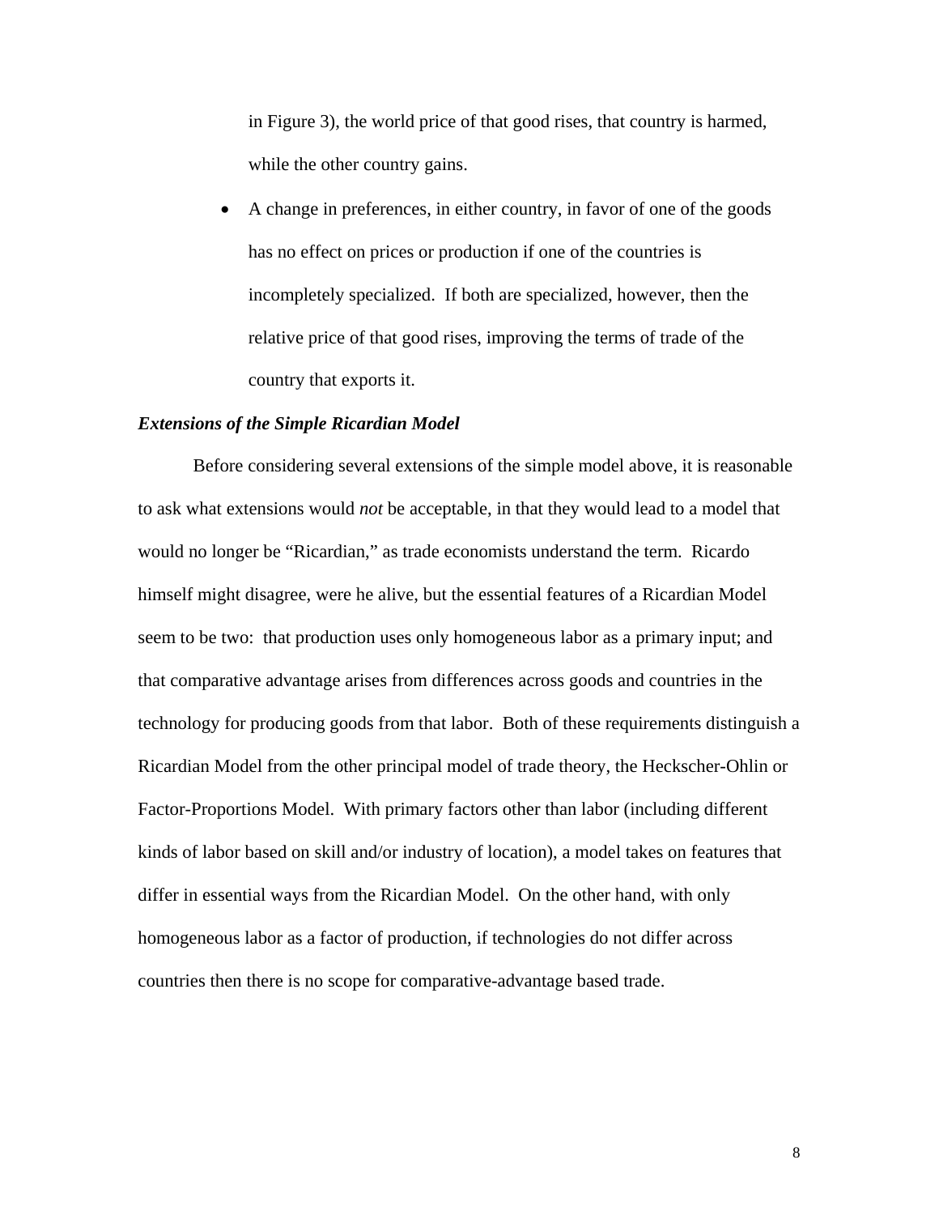in Figure 3), the world price of that good rises, that country is harmed, while the other country gains.

- A change in preferences, in either country, in favor of one of the goods has no effect on prices or production if one of the countries is incompletely specialized. If both are specialized, however, then the relative price of that good rises, improving the terms of trade of the country that exports it.

***Extensions of the Simple Ricardian Model***

Before considering several extensions of the simple model above, it is reasonable to ask what extensions would *not* be acceptable, in that they would lead to a model that would no longer be "Ricardian," as trade economists understand the term. Ricardo himself might disagree, were he alive, but the essential features of a Ricardian Model seem to be two: that production uses only homogeneous labor as a primary input; and that comparative advantage arises from differences across goods and countries in the technology for producing goods from that labor. Both of these requirements distinguish a Ricardian Model from the other principal model of trade theory, the Heckscher-Ohlin or Factor-Proportions Model. With primary factors other than labor (including different kinds of labor based on skill and/or industry of location), a model takes on features that differ in essential ways from the Ricardian Model. On the other hand, with only homogeneous labor as a factor of production, if technologies do not differ across countries then there is no scope for comparative-advantage based trade.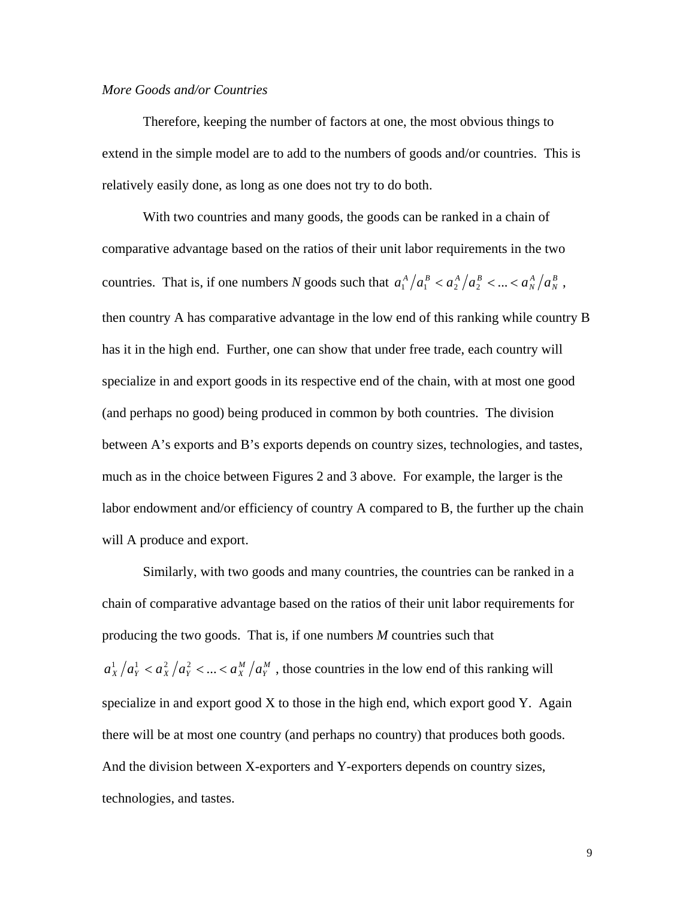*More Goods and/or Countries*

Therefore, keeping the number of factors at one, the most obvious things to extend in the simple model are to add to the numbers of goods and/or countries. This is relatively easily done, as long as one does not try to do both.

With two countries and many goods, the goods can be ranked in a chain of comparative advantage based on the ratios of their unit labor requirements in the two countries. That is, if one numbers *N* goods such that $a_1^A / a_1^B < a_2^A / a_2^B < ... < a_N^A / a_N^B$, then country A has comparative advantage in the low end of this ranking while country B has it in the high end. Further, one can show that under free trade, each country will specialize in and export goods in its respective end of the chain, with at most one good (and perhaps no good) being produced in common by both countries. The division between A's exports and B's exports depends on country sizes, technologies, and tastes, much as in the choice between Figures 2 and 3 above. For example, the larger is the labor endowment and/or efficiency of country A compared to B, the further up the chain will A produce and export.

Similarly, with two goods and many countries, the countries can be ranked in a chain of comparative advantage based on the ratios of their unit labor requirements for producing the two goods. That is, if one numbers *M* countries such that $a_X^1 / a_Y^1 < a_X^2 / a_Y^2 < ... < a_X^M / a_Y^M$, those countries in the low end of this ranking will specialize in and export good X to those in the high end, which export good Y. Again there will be at most one country (and perhaps no country) that produces both goods. And the division between X-exporters and Y-exporters depends on country sizes, technologies, and tastes.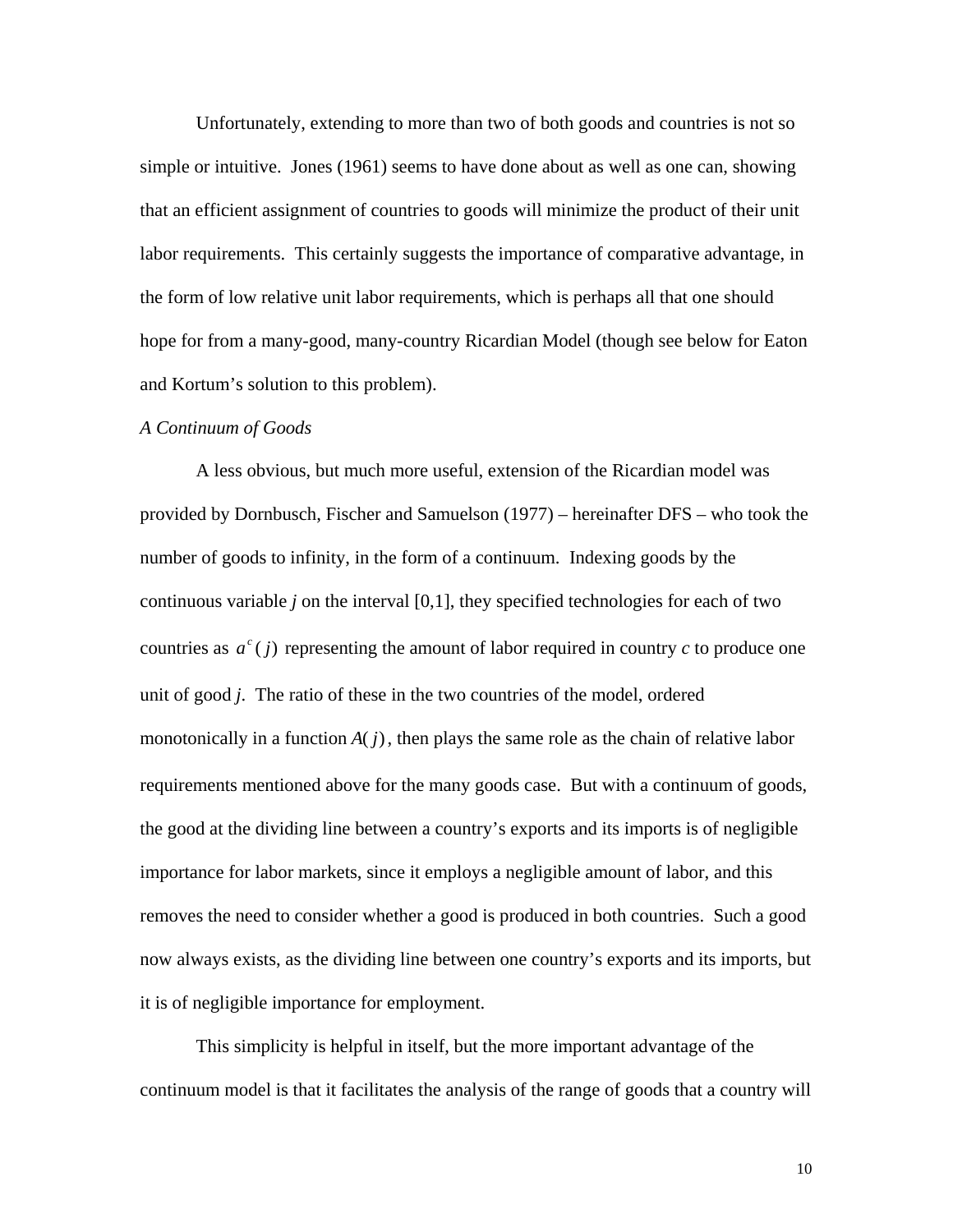Unfortunately, extending to more than two of both goods and countries is not so simple or intuitive. Jones (1961) seems to have done about as well as one can, showing that an efficient assignment of countries to goods will minimize the product of their unit labor requirements. This certainly suggests the importance of comparative advantage, in the form of low relative unit labor requirements, which is perhaps all that one should hope for from a many-good, many-country Ricardian Model (though see below for Eaton and Kortum's solution to this problem).

*A Continuum of Goods*

A less obvious, but much more useful, extension of the Ricardian model was provided by Dornbusch, Fischer and Samuelson (1977) – hereinafter DFS – who took the number of goods to infinity, in the form of a continuum. Indexing goods by the continuous variable $j$ on the interval [0,1], they specified technologies for each of two countries as $a^c(j)$ representing the amount of labor required in country $c$ to produce one unit of good $j$. The ratio of these in the two countries of the model, ordered monotonically in a function $A(j)$, then plays the same role as the chain of relative labor requirements mentioned above for the many goods case. But with a continuum of goods, the good at the dividing line between a country's exports and its imports is of negligible importance for labor markets, since it employs a negligible amount of labor, and this removes the need to consider whether a good is produced in both countries. Such a good now always exists, as the dividing line between one country's exports and its imports, but it is of negligible importance for employment.

This simplicity is helpful in itself, but the more important advantage of the continuum model is that it facilitates the analysis of the range of goods that a country will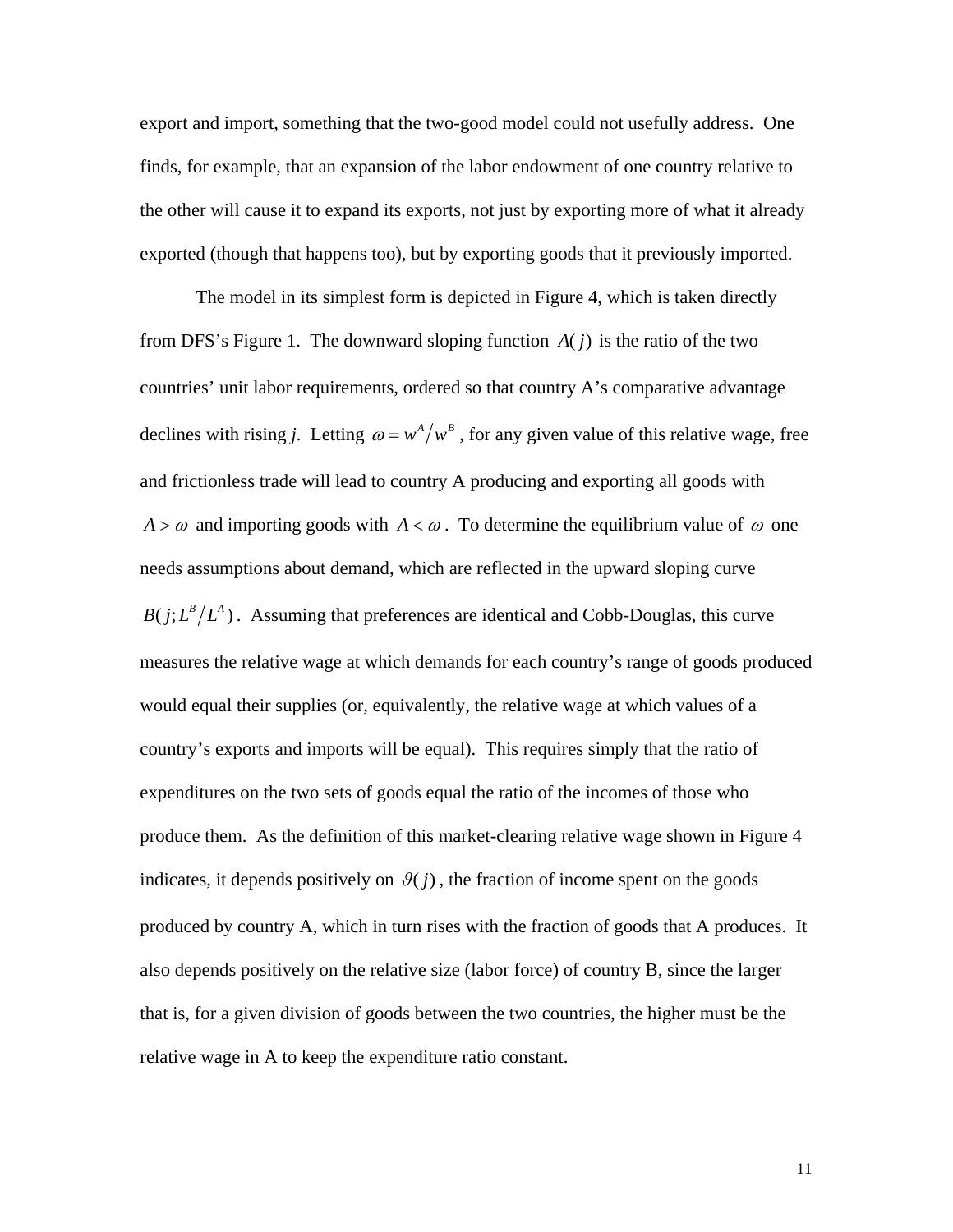export and import, something that the two-good model could not usefully address. One finds, for example, that an expansion of the labor endowment of one country relative to the other will cause it to expand its exports, not just by exporting more of what it already exported (though that happens too), but by exporting goods that it previously imported.

The model in its simplest form is depicted in Figure 4, which is taken directly from DFS's Figure 1. The downward sloping function $A(j)$ is the ratio of the two countries' unit labor requirements, ordered so that country A's comparative advantage declines with rising *j*. Letting $\omega = w^A / w^B$, for any given value of this relative wage, free and frictionless trade will lead to country A producing and exporting all goods with $A > \omega$ and importing goods with $A < \omega$. To determine the equilibrium value of $\omega$ one needs assumptions about demand, which are reflected in the upward sloping curve $B(j; L^B / L^A)$. Assuming that preferences are identical and Cobb-Douglas, this curve measures the relative wage at which demands for each country's range of goods produced would equal their supplies (or, equivalently, the relative wage at which values of a country's exports and imports will be equal). This requires simply that the ratio of expenditures on the two sets of goods equal the ratio of the incomes of those who produce them. As the definition of this market-clearing relative wage shown in Figure 4 indicates, it depends positively on $\vartheta(j)$, the fraction of income spent on the goods produced by country A, which in turn rises with the fraction of goods that A produces. It also depends positively on the relative size (labor force) of country B, since the larger that is, for a given division of goods between the two countries, the higher must be the relative wage in A to keep the expenditure ratio constant.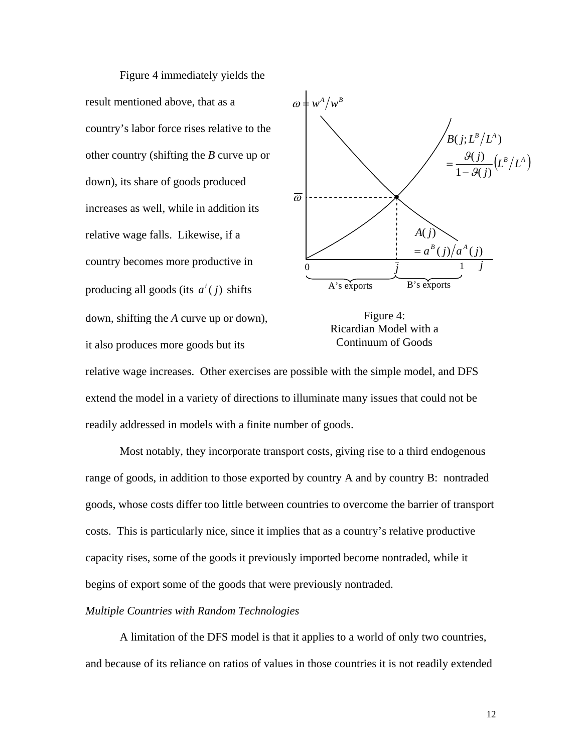Figure 4 immediately yields the result mentioned above, that as a country's labor force rises relative to the other country (shifting the *B* curve up or down), its share of goods produced increases as well, while in addition its relative wage falls. Likewise, if a country becomes more productive in producing all goods (its $a^i(j)$ shifts down, shifting the *A* curve up or down), it also produces more goods but its relative wage increases. Other exercises are possible with the simple model, and DFS extend the model in a variety of directions to illuminate many issues that could not be readily addressed in models with a finite number of goods.

Figure 4: Ricardian Model with a Continuum of Goods

Most notably, they incorporate transport costs, giving rise to a third endogenous range of goods, in addition to those exported by country A and by country B: nontraded goods, whose costs differ too little between countries to overcome the barrier of transport costs. This is particularly nice, since it implies that as a country's relative productive capacity rises, some of the goods it previously imported become nontraded, while it begins of export some of the goods that were previously nontraded.

*Multiple Countries with Random Technologies*

A limitation of the DFS model is that it applies to a world of only two countries, and because of its reliance on ratios of values in those countries it is not readily extended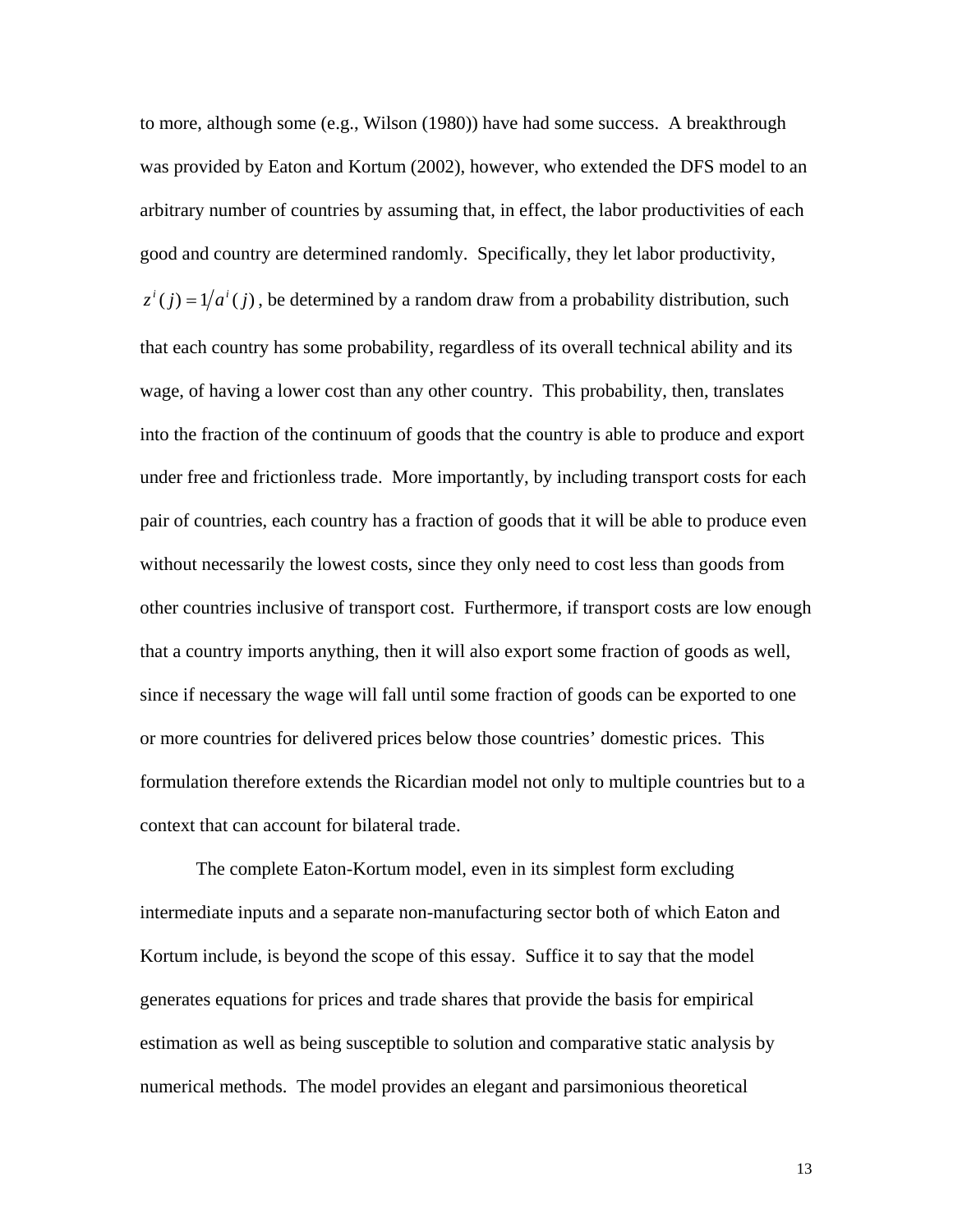to more, although some (e.g., Wilson (1980)) have had some success. A breakthrough was provided by Eaton and Kortum (2002), however, who extended the DFS model to an arbitrary number of countries by assuming that, in effect, the labor productivities of each good and country are determined randomly. Specifically, they let labor productivity, $z^i(j) = 1/a^i(j)$, be determined by a random draw from a probability distribution, such that each country has some probability, regardless of its overall technical ability and its wage, of having a lower cost than any other country. This probability, then, translates into the fraction of the continuum of goods that the country is able to produce and export under free and frictionless trade. More importantly, by including transport costs for each pair of countries, each country has a fraction of goods that it will be able to produce even without necessarily the lowest costs, since they only need to cost less than goods from other countries inclusive of transport cost. Furthermore, if transport costs are low enough that a country imports anything, then it will also export some fraction of goods as well, since if necessary the wage will fall until some fraction of goods can be exported to one or more countries for delivered prices below those countries' domestic prices. This formulation therefore extends the Ricardian model not only to multiple countries but to a context that can account for bilateral trade.

The complete Eaton-Kortum model, even in its simplest form excluding intermediate inputs and a separate non-manufacturing sector both of which Eaton and Kortum include, is beyond the scope of this essay. Suffice it to say that the model generates equations for prices and trade shares that provide the basis for empirical estimation as well as being susceptible to solution and comparative static analysis by numerical methods. The model provides an elegant and parsimonious theoretical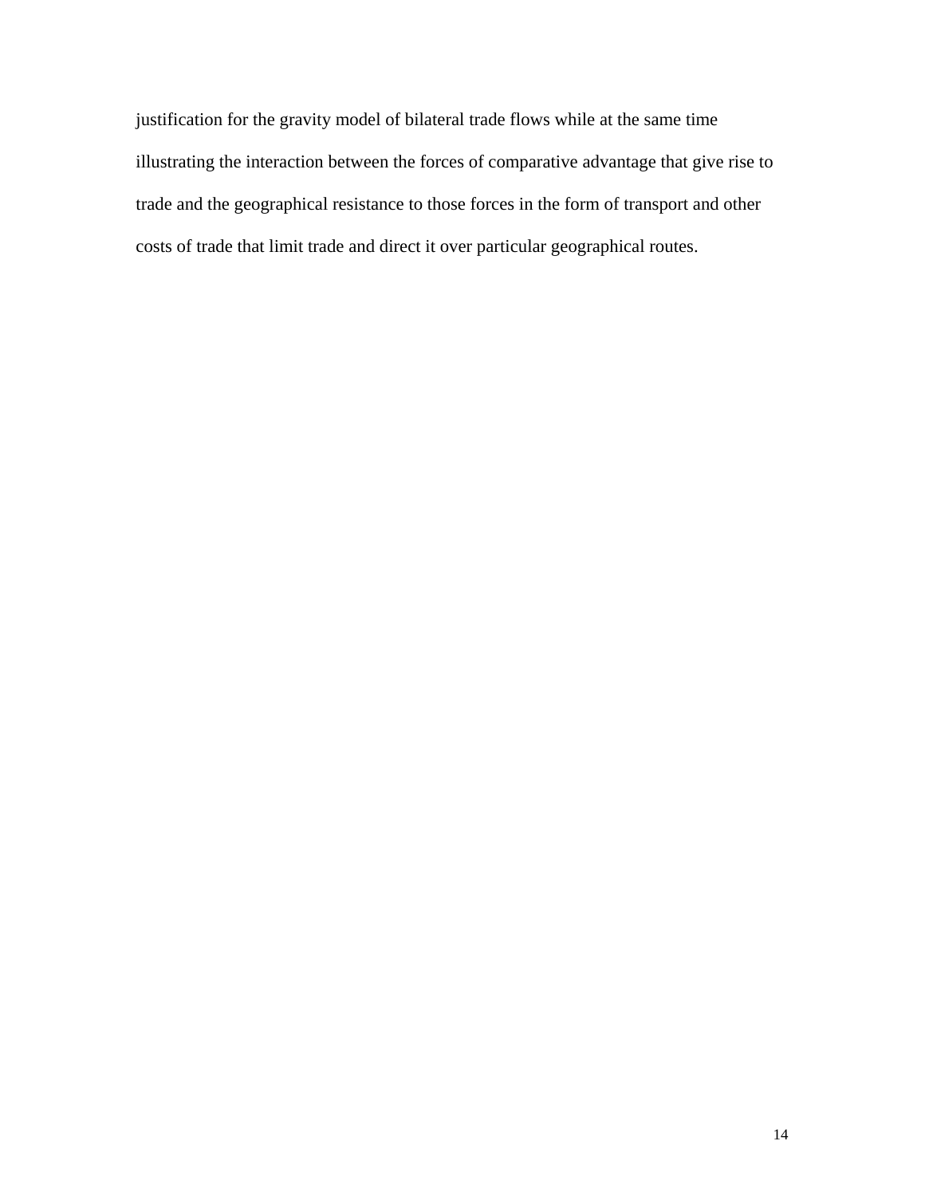justification for the gravity model of bilateral trade flows while at the same time illustrating the interaction between the forces of comparative advantage that give rise to trade and the geographical resistance to those forces in the form of transport and other costs of trade that limit trade and direct it over particular geographical routes.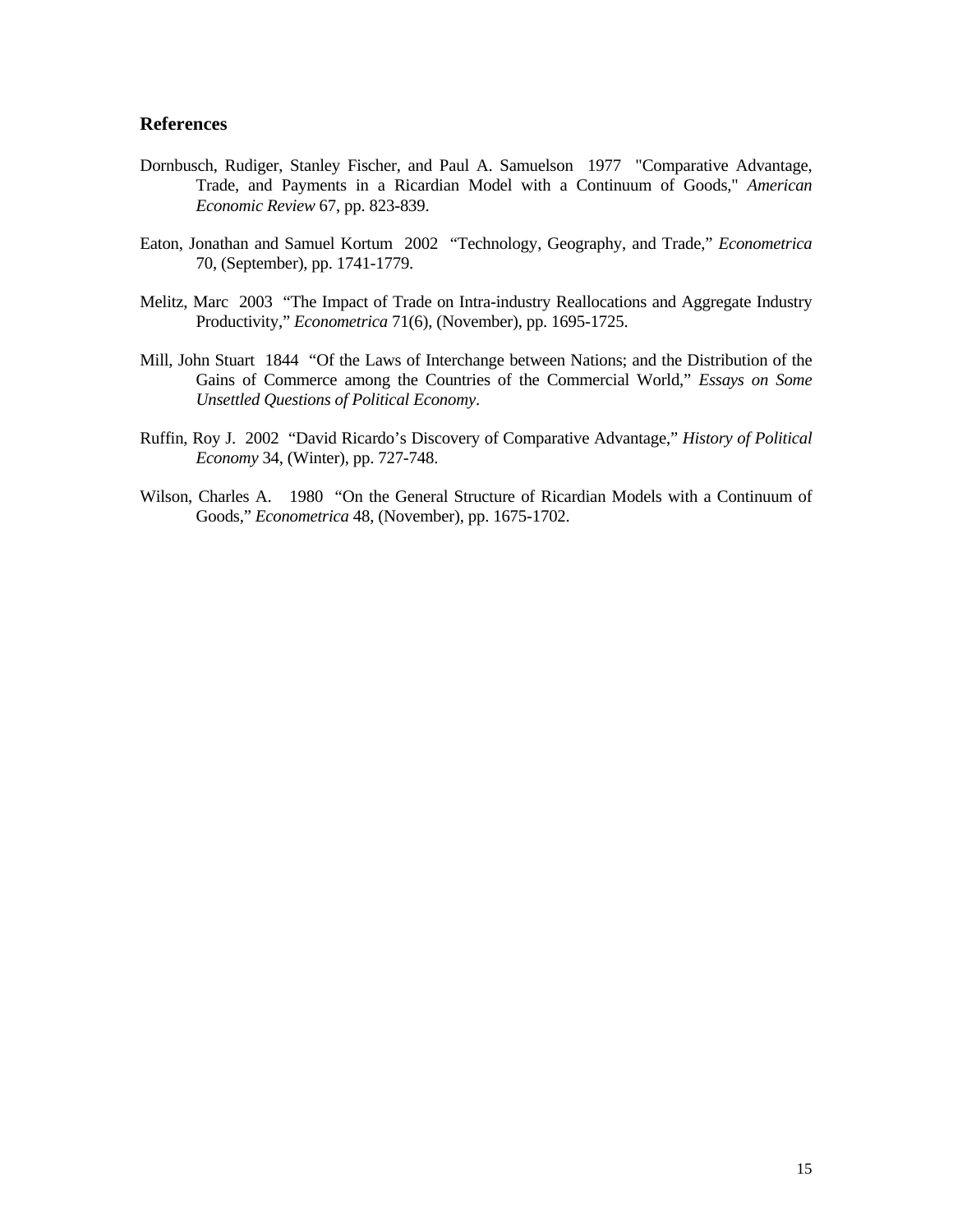## References

Dornbusch, Rudiger, Stanley Fischer, and Paul A. Samuelson 1977 "Comparative Advantage, Trade, and Payments in a Ricardian Model with a Continuum of Goods," *American Economic Review* 67, pp. 823-839.

Eaton, Jonathan and Samuel Kortum 2002 "Technology, Geography, and Trade," *Econometrica* 70, (September), pp. 1741-1779.

Melitz, Marc 2003 "The Impact of Trade on Intra-industry Reallocations and Aggregate Industry Productivity," *Econometrica* 71(6), (November), pp. 1695-1725.

Mill, John Stuart 1844 "Of the Laws of Interchange between Nations; and the Distribution of the Gains of Commerce among the Countries of the Commercial World," *Essays on Some Unsettled Questions of Political Economy*.

Ruffin, Roy J. 2002 "David Ricardo's Discovery of Comparative Advantage," *History of Political Economy* 34, (Winter), pp. 727-748.

Wilson, Charles A. 1980 "On the General Structure of Ricardian Models with a Continuum of Goods," *Econometrica* 48, (November), pp. 1675-1702.